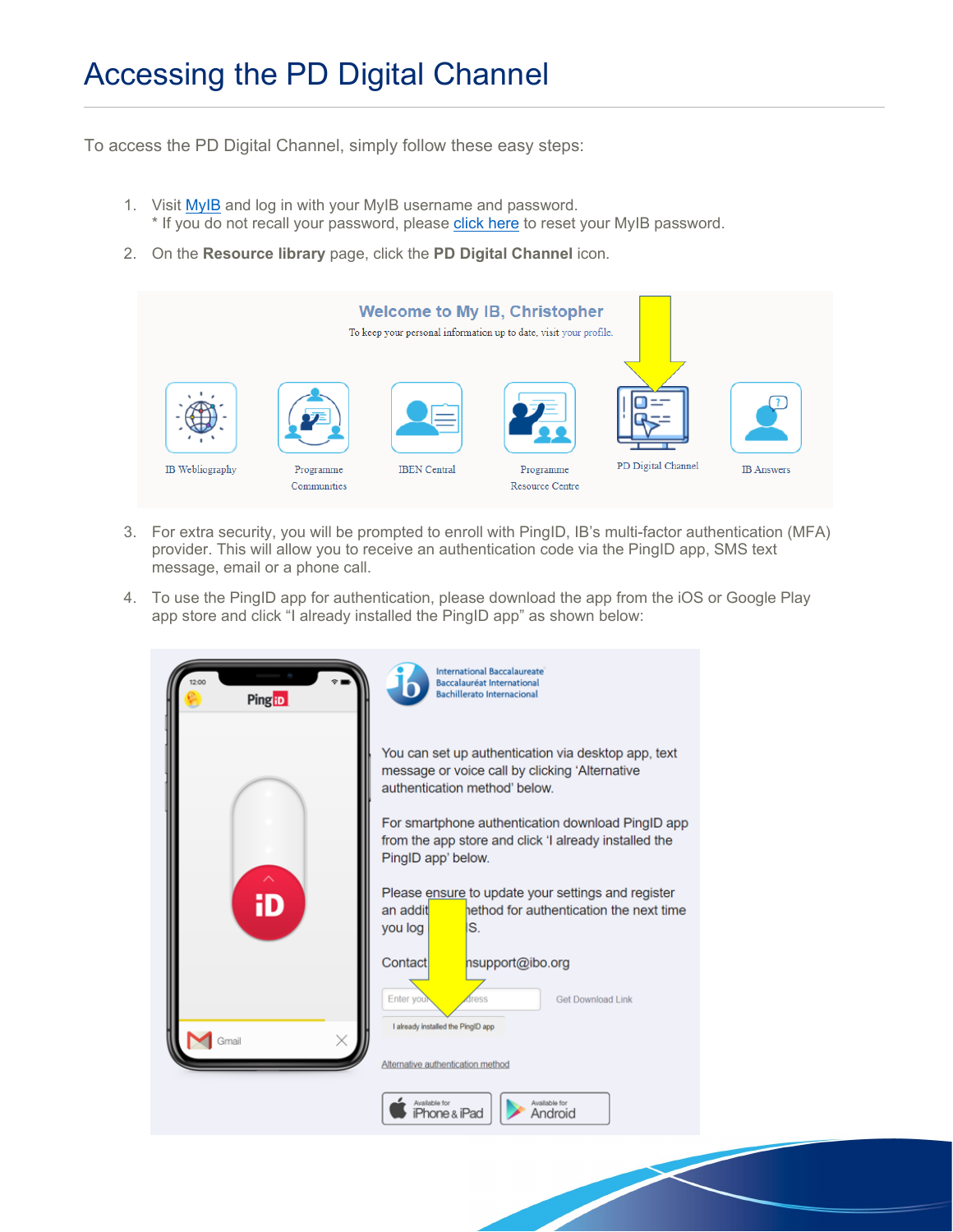# Accessing the PD Digital Channel

To access the PD Digital Channel, simply follow these easy steps:

1. Visit MyIB and log in with your MyIB username and password.
   * If you do not recall your password, please click here to reset your MyIB password.
2. On the **Resource library** page, click the **PD Digital Channel** icon.
3. For extra security, you will be prompted to enroll with PingID, IB's multi-factor authentication (MFA) provider. This will allow you to receive an authentication code via the PingID app, SMS text message, email or a phone call.
4. To use the PingID app for authentication, please download the app from the iOS or Google Play app store and click "I already installed the PingID app" as shown below: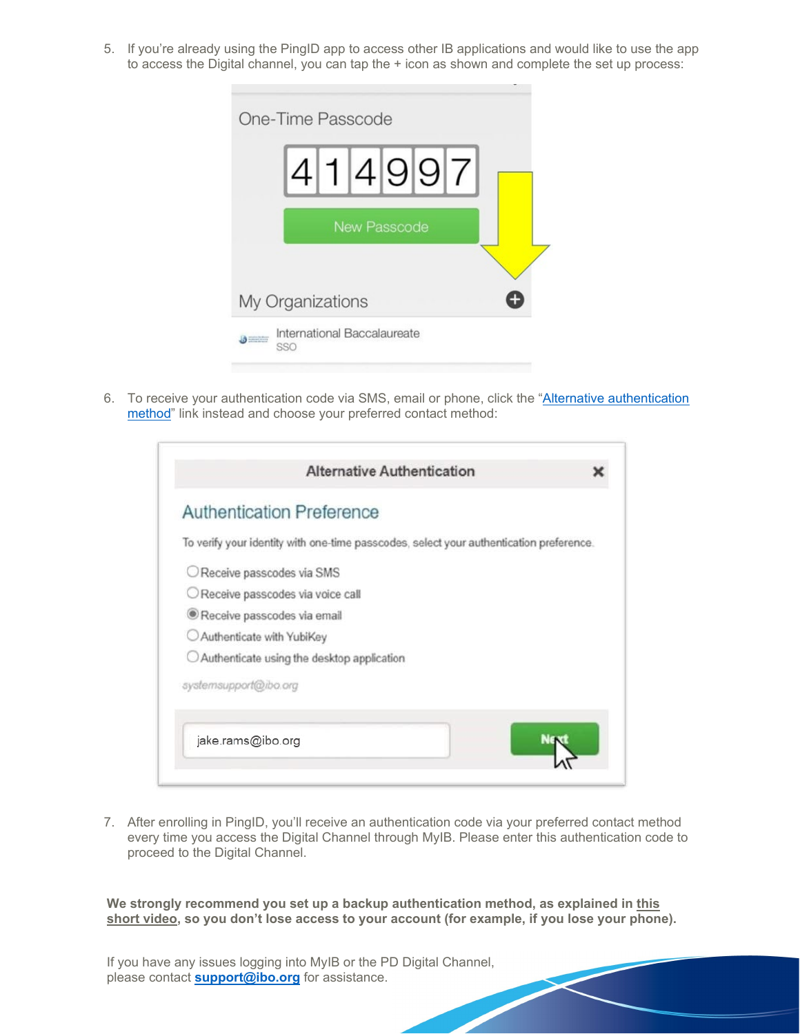5. If you're already using the PingID app to access other IB applications and would like to use the app to access the Digital channel, you can tap the + icon as shown and complete the set up process:

6. To receive your authentication code via SMS, email or phone, click the "Alternative authentication method" link instead and choose your preferred contact method:

7. After enrolling in PingID, you'll receive an authentication code via your preferred contact method every time you access the Digital Channel through MyIB. Please enter this authentication code to proceed to the Digital Channel.

**We strongly recommend you set up a backup authentication method, as explained in this short video, so you don't lose access to your account (for example, if you lose your phone).**

If you have any issues logging into MyIB or the PD Digital Channel, please contact **support@ibo.org** for assistance.